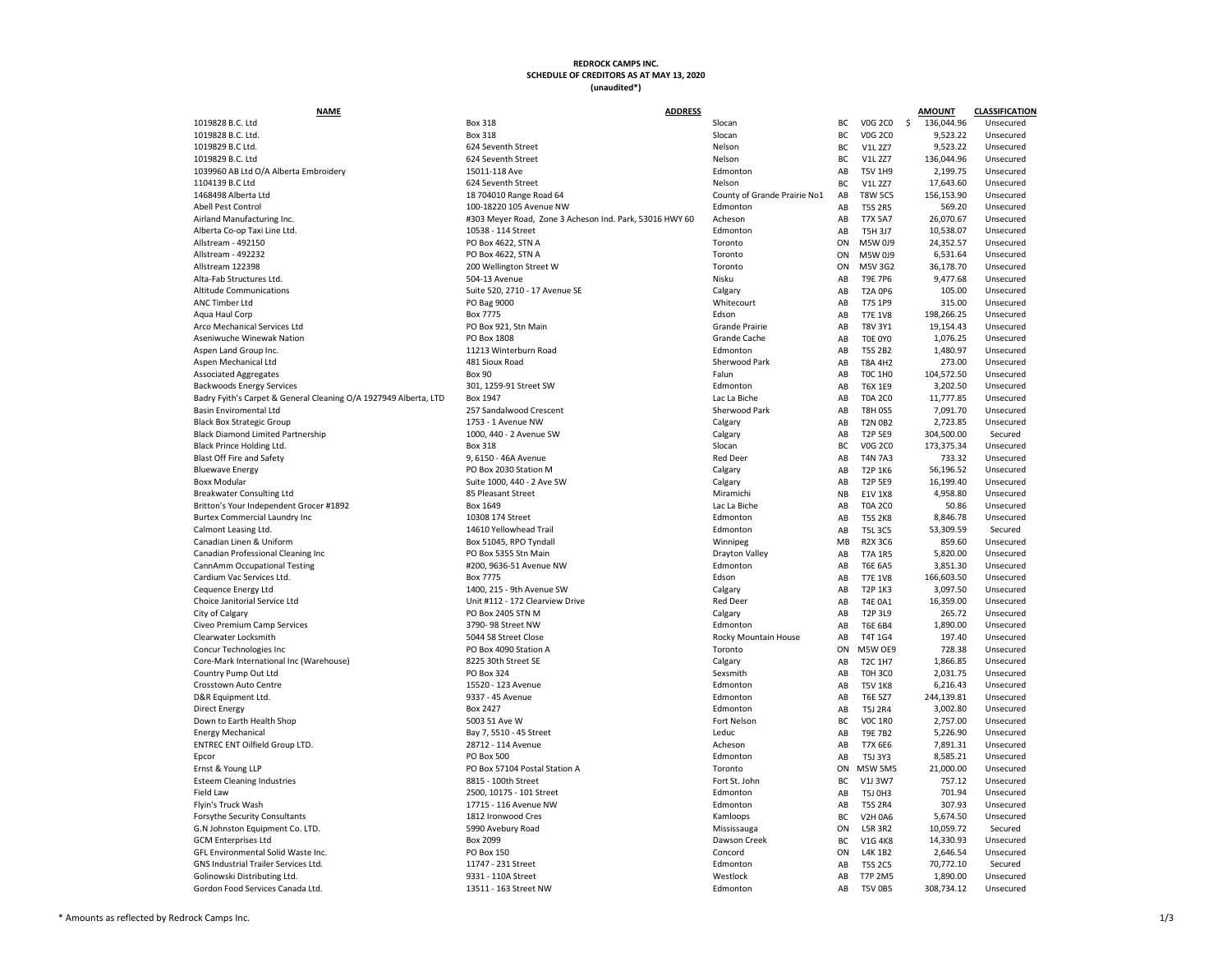**REDROCK CAMPS INC.**
**SCHEDULE OF CREDITORS AS AT MAY 13, 2020**
**(unaudited*)**

| NAME | ADDRESS | | | | | AMOUNT | CLASSIFICATION |
|---|---|---|---|---|---|---|---|
| 1019828 B.C. Ltd | Box 318 | Slocan | BC | V0G 2C0 | $ | 136,044.96 | Unsecured |
| 1019828 B.C. Ltd. | Box 318 | Slocan | BC | V0G 2C0 | | 9,523.22 | Unsecured |
| 1019829 B.C Ltd. | 624 Seventh Street | Nelson | BC | V1L 2Z7 | | 9,523.22 | Unsecured |
| 1019829 B.C Ltd | 624 Seventh Street | Nelson | BC | V1L 2Z7 | | 136,044.96 | Unsecured |
| 1039960 AB Ltd O/A Alberta Embroidery | 15011-118 Ave | Edmonton | AB | T5V 1H9 | | 2,199.75 | Unsecured |
| 1104139 B.C Ltd | 624 Seventh Street | Nelson | BC | V1L 2Z7 | | 17,643.60 | Unsecured |
| 1468498 Alberta Ltd | 18 704010 Range Road 64 | County of Grande Prairie No1 | AB | T8W 5C5 | | 156,153.90 | Unsecured |
| Abell Pest Control | 100-18220 105 Avenue NW | Edmonton | AB | T5S 2R5 | | 569.20 | Unsecured |
| Airland Manufacturing Inc. | #303 Meyer Road, Zone 3 Acheson Ind. Park, 53016 HWY 60 | Acheson | AB | T7X 5A7 | | 26,070.67 | Unsecured |
| Alberta Co-op Taxi Line Ltd. | 10538 - 114 Street | Edmonton | AB | T5H 3J7 | | 10,538.07 | Unsecured |
| Allstream - 492150 | PO Box 4622, STN A | Toronto | ON | M5W 0J9 | | 24,352.57 | Unsecured |
| Allstream - 492232 | PO Box 4622, STN A | Toronto | ON | M5W 0J9 | | 6,531.64 | Unsecured |
| Allstream 122398 | 200 Wellington Street W | Toronto | ON | M5V 3G2 | | 36,178.70 | Unsecured |
| Alta-Fab Structures Ltd. | 504-13 Avenue | Nisku | AB | T9E 7P6 | | 9,477.68 | Unsecured |
| Altitude Communications | Suite 520, 2710 - 17 Avenue SE | Calgary | AB | T2A 0P6 | | 105.00 | Unsecured |
| ANC Timber Ltd | PO Bag 9000 | Whitecourt | AB | T7S 1P9 | | 315.00 | Unsecured |
| Aqua Haul Corp | Box 7775 | Edson | AB | T7E 1V8 | | 198,266.25 | Unsecured |
| Arco Mechanical Services Ltd | PO Box 921, Stn Main | Grande Prairie | AB | T8V 3Y1 | | 19,154.43 | Unsecured |
| Aseniwuche Winewak Nation | PO Box 1808 | Grande Cache | AB | T0E 0Y0 | | 1,076.25 | Unsecured |
| Aspen Land Group Inc. | 11213 Winterburn Road | Edmonton | AB | T5S 2B2 | | 1,480.97 | Unsecured |
| Aspen Mechanical Ltd | 481 Sioux Road | Sherwood Park | AB | T8A 4H2 | | 273.00 | Unsecured |
| Associated Aggregates | Box 90 | Falun | AB | T0C 1H0 | | 104,572.50 | Unsecured |
| Backwoods Energy Services | 301, 1259-91 Street SW | Edmonton | AB | T6X 1E9 | | 3,202.50 | Unsecured |
| Badry Fyith's Carpet & General Cleaning O/A 1927949 Alberta, LTD | Box 1947 | Lac La Biche | AB | T0A 2C0 | | 11,777.85 | Unsecured |
| Basin Enviromental Ltd | 257 Sandalwood Crescent | Sherwood Park | AB | T8H 0S5 | | 7,091.70 | Unsecured |
| Black Box Strategic Group | 1753 - 1 Avenue NW | Calgary | AB | T2N 0B2 | | 2,723.85 | Unsecured |
| Black Diamond Limited Partnership | 1000, 440 - 2 Avenue SW | Calgary | AB | T2P 5E9 | | 304,500.00 | Secured |
| Black Prince Holding Ltd. | Box 318 | Slocan | BC | V0G 2C0 | | 173,375.34 | Unsecured |
| Blast Off Fire and Safety | 9, 6150 - 46A Avenue | Red Deer | AB | T4N 7A3 | | 733.32 | Unsecured |
| Bluewave Energy | PO Box 2030 Station M | Calgary | AB | T2P 1K6 | | 56,196.52 | Unsecured |
| Boxx Modular | Suite 1000, 440 - 2 Ave SW | Calgary | AB | T2P 5E9 | | 16,199.40 | Unsecured |
| Breakwater Consulting Ltd | 85 Pleasant Street | Miramichi | NB | E1V 1X8 | | 4,958.80 | Unsecured |
| Britton's Your Independent Grocer #1892 | Box 1649 | Lac La Biche | AB | T0A 2C0 | | 50.86 | Unsecured |
| Burtex Commercial Laundry Inc | 10308 174 Street | Edmonton | AB | T5S 2K8 | | 8,846.78 | Unsecured |
| Calmont Leasing Ltd. | 14610 Yellowhead Trail | Edmonton | AB | T5L 3C5 | | 53,309.59 | Secured |
| Canadian Linen & Uniform | Box 51045, RPO Tyndall | Winnipeg | MB | R2X 3C6 | | 859.60 | Unsecured |
| Canadian Professional Cleaning Inc | PO Box 5355 Stn Main | Drayton Valley | AB | T7A 1R5 | | 5,820.00 | Unsecured |
| CannAmm Occupational Testing | #200, 9636-51 Avenue NW | Edmonton | AB | T6E 6A5 | | 3,851.30 | Unsecured |
| Cardium Vac Services Ltd. | Box 7775 | Edson | AB | T7E 1V8 | | 166,603.50 | Unsecured |
| Cequence Energy Ltd | 1400, 215 - 9th Avenue SW | Calgary | AB | T2P 1K3 | | 3,097.50 | Unsecured |
| Choice Janitorial Service Ltd | Unit #112 - 172 Clearview Drive | Red Deer | AB | T4E 0A1 | | 16,359.00 | Unsecured |
| City of Calgary | PO Box 2405 STN M | Calgary | AB | T2P 3L9 | | 265.72 | Unsecured |
| Civeo Premium Camp Services | 3790- 98 Street NW | Edmonton | AB | T6E 6B4 | | 1,890.00 | Unsecured |
| Clearwater Locksmith | 5044 58 Street Close | Rocky Mountain House | AB | T4T 1G4 | | 197.40 | Unsecured |
| Concur Technologies Inc | PO Box 4090 Station A | Toronto | ON | M5W OE9 | | 728.38 | Unsecured |
| Core-Mark International Inc (Warehouse) | 8225 30th Street SE | Calgary | AB | T2C 1H7 | | 1,866.85 | Unsecured |
| Country Pump Out Ltd | PO Box 324 | Sexsmith | AB | T0H 3C0 | | 2,031.75 | Unsecured |
| Crosstown Auto Centre | 15520 - 123 Avenue | Edmonton | AB | T5V 1K8 | | 6,216.43 | Unsecured |
| D&R Equipment Ltd. | 9337 - 45 Avenue | Edmonton | AB | T6E 5Z7 | | 244,139.81 | Unsecured |
| Direct Energy | Box 2427 | Edmonton | AB | T5J 2R4 | | 3,002.80 | Unsecured |
| Down to Earth Health Shop | 5003 51 Ave W | Fort Nelson | BC | V0C 1R0 | | 2,757.00 | Unsecured |
| Energy Mechanical | Bay 7, 5510 - 45 Street | Leduc | AB | T9E 7B2 | | 5,226.90 | Unsecured |
| ENTREC ENT Oilfield Group LTD. | 28712 - 114 Avenue | Acheson | AB | T7X 6E6 | | 7,891.31 | Unsecured |
| Epcor | PO Box 500 | Edmonton | AB | T5J 3Y3 | | 8,585.21 | Unsecured |
| Ernst & Young LLP | PO Box 57104 Postal Station A | Toronto | ON | M5W 5M5 | | 21,000.00 | Unsecured |
| Esteem Cleaning Industries | 8815 - 100th Street | Fort St. John | BC | V1J 3W7 | | 757.12 | Unsecured |
| Field Law | 2500, 10175 - 101 Street | Edmonton | AB | T5J 0H3 | | 701.94 | Unsecured |
| Flyin's Truck Wash | 17715 - 116 Avenue NW | Edmonton | AB | T5S 2R4 | | 307.93 | Unsecured |
| Forsythe Security Consultants | 1812 Ironwood Cres | Kamloops | BC | V2H 0A6 | | 5,674.50 | Unsecured |
| G.N Johnston Equipment Co. LTD. | 5990 Avebury Road | Mississauga | ON | L5R 3R2 | | 10,059.72 | Secured |
| GCM Enterprises Ltd | Box 2099 | Dawson Creek | BC | V1G 4K8 | | 14,330.93 | Unsecured |
| GFL Environmental Solid Waste Inc. | PO Box 150 | Concord | ON | L4K 1B2 | | 2,646.54 | Unsecured |
| GNS Industrial Trailer Services Ltd. | 11747 - 231 Street | Edmonton | AB | T5S 2C5 | | 70,772.10 | Secured |
| Golinowski Distributing Ltd. | 9331 - 110A Street | Westlock | AB | T7P 2M5 | | 1,890.00 | Unsecured |
| Gordon Food Services Canada Ltd. | 13511 - 163 Street NW | Edmonton | AB | T5V 0B5 | | 308,734.12 | Unsecured |

\* Amounts as reflected by Redrock Camps Inc.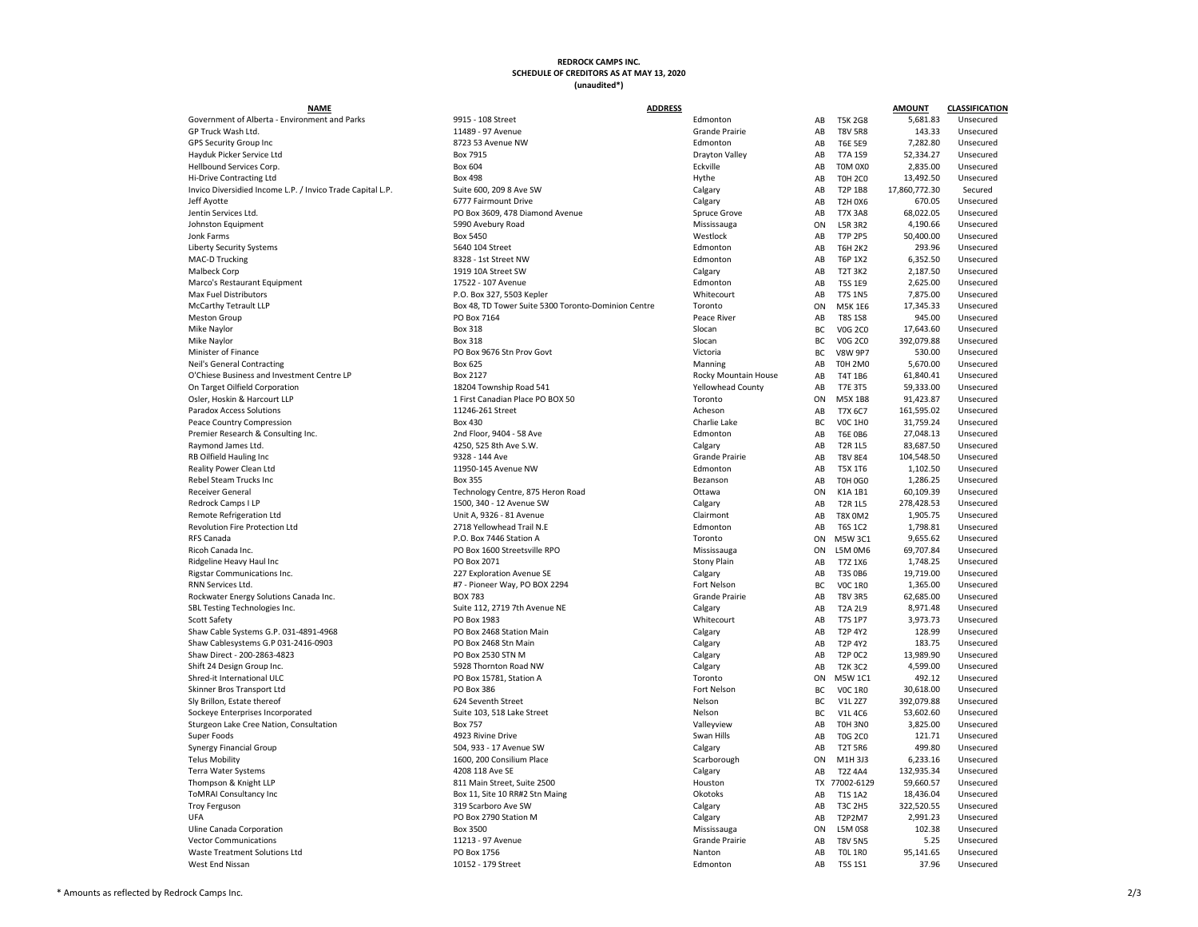**REDROCK CAMPS INC.**
**SCHEDULE OF CREDITORS AS AT MAY 13, 2020**
**(unaudited*)**

| NAME | ADDRESS | | | | AMOUNT | CLASSIFICATION |
|---|---|---|---|---|---|---|
| Government of Alberta - Environment and Parks | 9915 - 108 Street | Edmonton | AB | T5K 2G8 | 5,681.83 | Unsecured |
| GP Truck Wash Ltd. | 11489 - 97 Avenue | Grande Prairie | AB | T8V 5R8 | 143.33 | Unsecured |
| GPS Security Group Inc | 8723 53 Avenue NW | Edmonton | AB | T6E 5E9 | 7,282.80 | Unsecured |
| Hayduk Picker Service Ltd | Box 7915 | Drayton Valley | AB | T7A 1S9 | 52,334.27 | Unsecured |
| Hellbound Services Corp. | Box 604 | Eckville | AB | T0M 0X0 | 2,835.00 | Unsecured |
| Hi-Drive Contracting Ltd | Box 498 | Hythe | AB | T0H 2C0 | 13,492.50 | Unsecured |
| Invico Diversidied Income L.P. / Invico Trade Capital L.P. | Suite 600, 209 8 Ave SW | Calgary | AB | T2P 1B8 | 17,860,772.30 | Secured |
| Jeff Ayotte | 6777 Fairmount Drive | Calgary | AB | T2H 0X6 | 670.05 | Unsecured |
| Jentin Services Ltd. | PO Box 3609, 478 Diamond Avenue | Spruce Grove | AB | T7X 3A8 | 68,022.05 | Unsecured |
| Johnston Equipment | 5990 Avebury Road | Mississauga | ON | L5R 3R2 | 4,190.66 | Unsecured |
| Jonk Farms | Box 5450 | Westlock | AB | T7P 2P5 | 50,400.00 | Unsecured |
| Liberty Security Systems | 5640 104 Street | Edmonton | AB | T6H 2K2 | 293.96 | Unsecured |
| MAC-D Trucking | 8328 - 1st Street NW | Edmonton | AB | T6P 1X2 | 6,352.50 | Unsecured |
| Malbeck Corp | 1919 10A Street SW | Calgary | AB | T2T 3K2 | 2,187.50 | Unsecured |
| Marco's Restaurant Equipment | 17522 - 107 Avenue | Edmonton | AB | T5S 1E9 | 2,625.00 | Unsecured |
| Max Fuel Distributors | P.O. Box 327, 5503 Kepler | Whitecourt | AB | T7S 1N5 | 7,875.00 | Unsecured |
| McCarthy Tetrault LLP | Box 48, TD Tower Suite 5300 Toronto-Dominion Centre | Toronto | ON | M5K 1E6 | 17,345.33 | Unsecured |
| Meston Group | PO Box 7164 | Peace River | AB | T8S 1S8 | 945.00 | Unsecured |
| Mike Naylor | Box 318 | Slocan | BC | V0G 2C0 | 17,643.60 | Unsecured |
| Mike Naylor | Box 318 | Slocan | BC | V0G 2C0 | 392,079.88 | Unsecured |
| Minister of Finance | PO Box 9676 Stn Prov Govt | Victoria | BC | V8W 9P7 | 530.00 | Unsecured |
| Neil's General Contracting | Box 625 | Manning | AB | T0H 2M0 | 5,670.00 | Unsecured |
| O'Chiese Business and Investment Centre LP | Box 2127 | Rocky Mountain House | AB | T4T 1B6 | 61,840.41 | Unsecured |
| On Target Oilfield Corporation | 18204 Township Road 541 | Yellowhead County | AB | T7E 3T5 | 59,333.00 | Unsecured |
| Osler, Hoskin & Harcourt LLP | 1 First Canadian Place PO BOX 50 | Toronto | ON | M5X 1B8 | 91,423.87 | Unsecured |
| Paradox Access Solutions | 11246-261 Street | Acheson | AB | T7X 6C7 | 161,595.02 | Unsecured |
| Peace Country Compression | Box 430 | Charlie Lake | BC | V0C 1H0 | 31,759.24 | Unsecured |
| Premier Research & Consulting Inc. | 2nd Floor, 9404 - 58 Ave | Edmonton | AB | T6E 0B6 | 27,048.13 | Unsecured |
| Raymond James Ltd. | 4250, 525 8th Ave S.W. | Calgary | AB | T2R 1L5 | 83,687.50 | Unsecured |
| RB Oilfield Hauling Inc | 9328 - 144 Ave | Grande Prairie | AB | T8V 8E4 | 104,548.50 | Unsecured |
| Reality Power Clean Ltd | 11950-145 Avenue NW | Edmonton | AB | T5X 1T6 | 1,102.50 | Unsecured |
| Rebel Steam Trucks Inc | Box 355 | Bezanson | AB | T0H 0G0 | 1,286.25 | Unsecured |
| Receiver General | Technology Centre, 875 Heron Road | Ottawa | ON | K1A 1B1 | 60,109.39 | Unsecured |
| Redrock Camps I LP | 1500, 340 - 12 Avenue SW | Calgary | AB | T2R 1L5 | 278,428.53 | Unsecured |
| Remote Refrigeration Ltd | Unit A, 9326 - 81 Avenue | Clairmont | AB | T8X 0M2 | 1,905.75 | Unsecured |
| Revolution Fire Protection Ltd | 2718 Yellowhead Trail N.E | Edmonton | AB | T6S 1C2 | 1,798.81 | Unsecured |
| RFS Canada | P.O. Box 7446 Station A | Toronto | ON | M5W 3C1 | 9,655.62 | Unsecured |
| Ricoh Canada Inc. | PO Box 1600 Streetsville RPO | Mississauga | ON | L5M 0M6 | 69,707.84 | Unsecured |
| Ridgeline Heavy Haul Inc | PO Box 2071 | Stony Plain | AB | T7Z 1X6 | 1,748.25 | Unsecured |
| Rigstar Communications Inc. | 227 Exploration Avenue SE | Calgary | AB | T3S 0B6 | 19,719.00 | Unsecured |
| RNN Services Ltd. | #7 - Pioneer Way, PO BOX 2294 | Fort Nelson | BC | V0C 1R0 | 1,365.00 | Unsecured |
| Rockwater Energy Solutions Canada Inc. | BOX 783 | Grande Prairie | AB | T8V 3R5 | 62,685.00 | Unsecured |
| SBL Testing Technologies Inc. | Suite 112, 2719 7th Avenue NE | Calgary | AB | T2A 2L9 | 8,971.48 | Unsecured |
| Scott Safety | PO Box 1983 | Whitecourt | AB | T7S 1P7 | 3,973.73 | Unsecured |
| Shaw Cable Systems G.P. 031-4891-4968 | PO Box 2468 Station Main | Calgary | AB | T2P 4Y2 | 128.99 | Unsecured |
| Shaw Cablesystems G.P 031-2416-0903 | PO Box 2468 Stn Main | Calgary | AB | T2P 4Y2 | 183.75 | Unsecured |
| Shaw Direct - 200-2863-4823 | PO Box 2530 STN M | Calgary | AB | T2P 0C2 | 13,989.90 | Unsecured |
| Shift 24 Design Group Inc. | 5928 Thornton Road NW | Calgary | AB | T2K 3C2 | 4,599.00 | Unsecured |
| Shred-it International ULC | PO Box 15781, Station A | Toronto | ON | M5W 1C1 | 492.12 | Unsecured |
| Skinner Bros Transport Ltd | PO Box 386 | Fort Nelson | BC | V0C 1R0 | 30,618.00 | Unsecured |
| Sly Brillon, Estate thereof | 624 Seventh Street | Nelson | BC | V1L 2Z7 | 392,079.88 | Unsecured |
| Sockeye Enterprises Incorporated | Suite 103, 518 Lake Street | Nelson | BC | V1L 4C6 | 53,602.60 | Unsecured |
| Sturgeon Lake Cree Nation, Consultation | Box 757 | Valleyview | AB | T0H 3N0 | 3,825.00 | Unsecured |
| Super Foods | 4923 Rivine Drive | Swan Hills | AB | T0G 2C0 | 121.71 | Unsecured |
| Synergy Financial Group | 504, 933 - 17 Avenue SW | Calgary | AB | T2T 5R6 | 499.80 | Unsecured |
| Telus Mobility | 1600, 200 Consilium Place | Scarborough | ON | M1H 3J3 | 6,233.16 | Unsecured |
| Terra Water Systems | 4208 118 Ave SE | Calgary | AB | T2Z 4A4 | 132,935.34 | Unsecured |
| Thompson & Knight LLP | 811 Main Street, Suite 2500 | Houston | TX | 77002-6129 | 59,660.57 | Unsecured |
| ToMRAI Consultancy Inc | Box 11, Site 10 RR#2 Stn Maing | Okotoks | AB | T1S 1A2 | 18,436.04 | Unsecured |
| Troy Ferguson | 319 Scarboro Ave SW | Calgary | AB | T3C 2H5 | 322,520.55 | Unsecured |
| UFA | PO Box 2790 Station M | Calgary | AB | T2P2M7 | 2,991.23 | Unsecured |
| Uline Canada Corporation | Box 3500 | Mississauga | ON | L5M 0S8 | 102.38 | Unsecured |
| Vector Communications | 11213 - 97 Avenue | Grande Prairie | AB | T8V 5N5 | 5.25 | Unsecured |
| Waste Treatment Solutions Ltd | PO Box 1756 | Nanton | AB | T0L 1R0 | 95,141.65 | Unsecured |
| West End Nissan | 10152 - 179 Street | Edmonton | AB | T5S 1S1 | 37.96 | Unsecured |

\* Amounts as reflected by Redrock Camps Inc.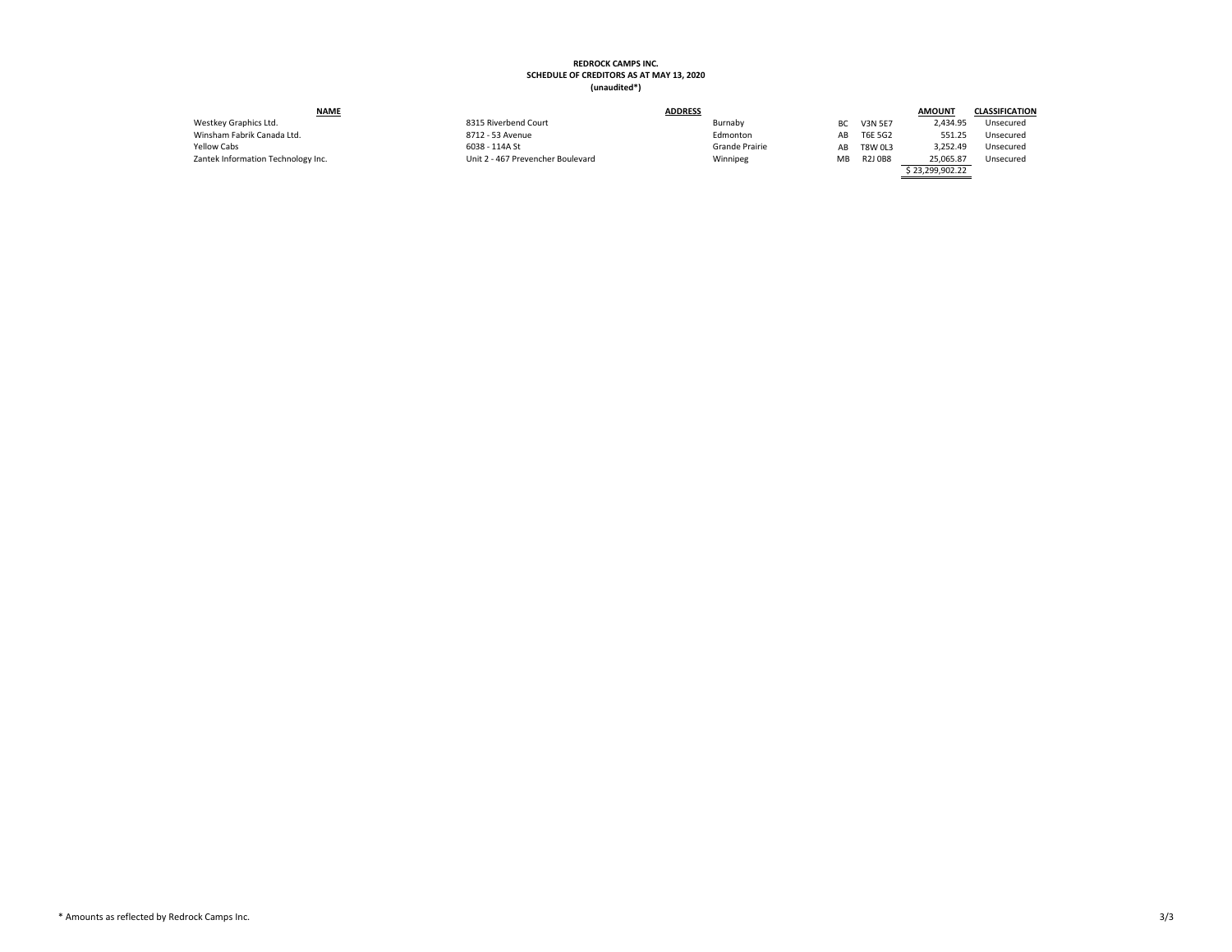**REDROCK CAMPS INC.**
**SCHEDULE OF CREDITORS AS AT MAY 13, 2020**
**(unaudited*)**

| NAME | ADDRESS | | | | AMOUNT | CLASSIFICATION |
|---|---|---|---|---|---|---|
| Westkey Graphics Ltd. | 8315 Riverbend Court | Burnaby | BC | V3N 5E7 | 2,434.95 | Unsecured |
| Winsham Fabrik Canada Ltd. | 8712 - 53 Avenue | Edmonton | AB | T6E 5G2 | 551.25 | Unsecured |
| Yellow Cabs | 6038 - 114A St | Grande Prairie | AB | T8W 0L3 | 3,252.49 | Unsecured |
| Zantek Information Technology Inc. | Unit 2 - 467 Prevencher Boulevard | Winnipeg | MB | R2J 0B8 | 25,065.87 | Unsecured |
| | | | | | $ 23,299,902.22 | |

* Amounts as reflected by Redrock Camps Inc.